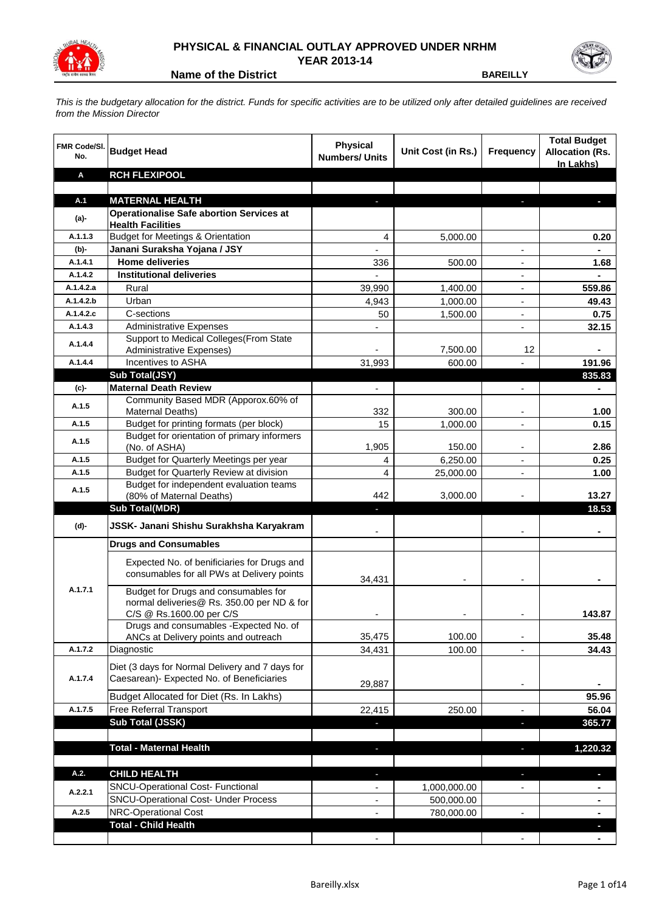# PHYSICAL & FINANCIAL OUTLAY APPROVED UNDER NRHM
## YEAR 2013-14

**Name of the District** **BAREILLY**

*This is the budgetary allocation for the district. Funds for specific activities are to be utilized only after detailed guidelines are received from the Mission Director*

| FMR Code/Sl. No. | Budget Head | Physical Numbers/ Units | Unit Cost (in Rs.) | Frequency | Total Budget Allocation (Rs. In Lakhs) |
|---|---|---|---|---|---|
| **A** | **RCH FLEXIPOOL** | | | | |
| | | | | | |
| **A.1** | **MATERNAL HEALTH** | - | | - | - |
| **(a)-** | **Operationalise Safe abortion Services at Health Facilities** | | | | |
| A.1.1.3 | Budget for Meetings & Orientation | 4 | 5,000.00 | | 0.20 |
| **(b)-** | **Janani Suraksha Yojana / JSY** | - | | - | - |
| A.1.4.1 | **Home deliveries** | 336 | 500.00 | - | 1.68 |
| A.1.4.2 | **Institutional deliveries** | - | | - | - |
| A.1.4.2.a | Rural | 39,990 | 1,400.00 | - | 559.86 |
| A.1.4.2.b | Urban | 4,943 | 1,000.00 | - | 49.43 |
| A.1.4.2.c | C-sections | 50 | 1,500.00 | - | 0.75 |
| A.1.4.3 | Administrative Expenses | - | | - | 32.15 |
| A.1.4.4 | Support to Medical Colleges(From State Administrative Expenses) | - | 7,500.00 | 12 | - |
| A.1.4.4 | Incentives to ASHA | 31,993 | 600.00 | - | 191.96 |
| | **Sub Total(JSY)** | | | | **835.83** |
| **(c)-** | **Maternal Death Review** | - | | - | - |
| A.1.5 | Community Based MDR (Apporox.60% of Maternal Deaths) | 332 | 300.00 | - | 1.00 |
| A.1.5 | Budget for printing formats (per block) | 15 | 1,000.00 | - | 0.15 |
| A.1.5 | Budget for orientation of primary informers (No. of ASHA) | 1,905 | 150.00 | - | 2.86 |
| A.1.5 | Budget for Quarterly Meetings per year | 4 | 6,250.00 | - | 0.25 |
| A.1.5 | Budget for Quarterly Review at division | 4 | 25,000.00 | - | 1.00 |
| A.1.5 | Budget for independent evaluation teams (80% of Maternal Deaths) | 442 | 3,000.00 | - | 13.27 |
| | **Sub Total(MDR)** | - | | | **18.53** |
| **(d)-** | **JSSK- Janani Shishu Surakhsha Karyakram** | - | | - | - |
| | **Drugs and Consumables** | | | | |
| A.1.7.1 | Expected No. of benificiaries for Drugs and consumables for all PWs at Delivery points | 34,431 | - | - | - |
| | Budget for Drugs and consumables for normal deliveries@ Rs. 350.00 per ND & for C/S @ Rs.1600.00 per C/S | - | - | - | 143.87 |
| | Drugs and consumables -Expected No. of ANCs at Delivery points and outreach | 35,475 | 100.00 | - | 35.48 |
| A.1.7.2 | Diagnostic | 34,431 | 100.00 | - | 34.43 |
| A.1.7.4 | Diet (3 days for Normal Delivery and 7 days for Caesarean)- Expected No. of Beneficiaries | 29,887 | | - | - |
| | Budget Allocated for Diet (Rs. In Lakhs) | | | | 95.96 |
| A.1.7.5 | Free Referral Transport | 22,415 | 250.00 | - | 56.04 |
| | **Sub Total (JSSK)** | - | | - | **365.77** |
| | | | | | |
| | **Total - Maternal Health** | - | | - | **1,220.32** |
| | | | | | |
| **A.2.** | **CHILD HEALTH** | - | | - | - |
| A.2.2.1 | SNCU-Operational Cost- Functional | - | 1,000,000.00 | - | - |
| | SNCU-Operational Cost- Under Process | - | 500,000.00 | | - |
| A.2.5 | NRC-Operational Cost | - | 780,000.00 | - | - |
| | **Total - Child Health** | | | | - |
| | | - | | - | - |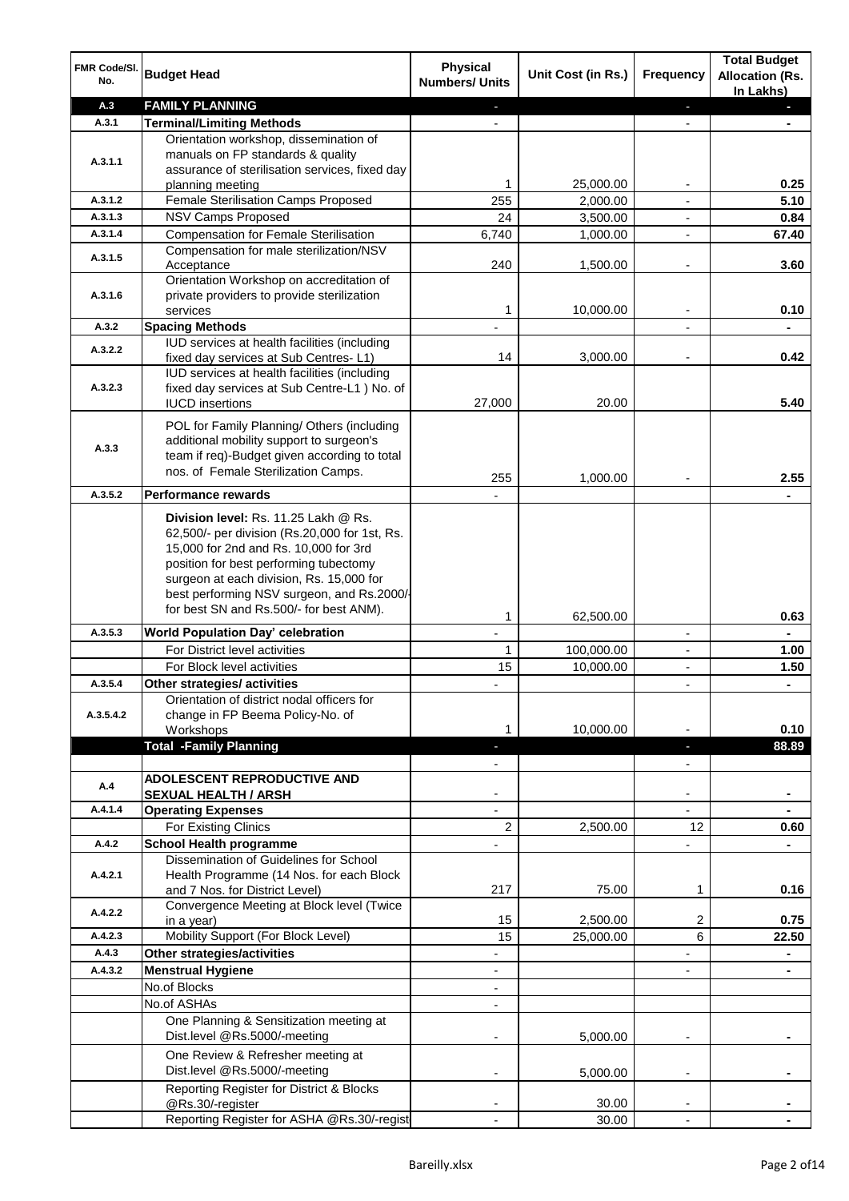| FMR Code/Sl. No. | Budget Head | Physical Numbers/ Units | Unit Cost (in Rs.) | Frequency | Total Budget Allocation (Rs. In Lakhs) |
|---|---|---|---|---|---|
| **A.3** | **FAMILY PLANNING** | - | | - | - |
| **A.3.1** | **Terminal/Limiting Methods** | - | | - | - |
| A.3.1.1 | Orientation workshop, dissemination of manuals on FP standards & quality assurance of sterilisation services, fixed day planning meeting | 1 | 25,000.00 | - | **0.25** |
| A.3.1.2 | Female Sterilisation Camps Proposed | 255 | 2,000.00 | - | **5.10** |
| A.3.1.3 | NSV Camps Proposed | 24 | 3,500.00 | - | **0.84** |
| A.3.1.4 | Compensation for Female Sterilisation | 6,740 | 1,000.00 | - | **67.40** |
| A.3.1.5 | Compensation for male sterilization/NSV Acceptance | 240 | 1,500.00 | - | **3.60** |
| A.3.1.6 | Orientation Workshop on accreditation of private providers to provide sterilization services | 1 | 10,000.00 | - | **0.10** |
| **A.3.2** | **Spacing Methods** | - | | - | - |
| A.3.2.2 | IUD services at health facilities (including fixed day services at Sub Centres- L1) | 14 | 3,000.00 | - | **0.42** |
| A.3.2.3 | IUD services at health facilities (including fixed day services at Sub Centre-L1 ) No. of IUCD insertions | 27,000 | 20.00 | | **5.40** |
| A.3.3 | POL for Family Planning/ Others (including additional mobility support to surgeon's team if req)-Budget given according to total nos. of Female Sterilization Camps. | 255 | 1,000.00 | - | **2.55** |
| A.3.5.2 | **Performance rewards** | - | | | - |
| | **Division level:** Rs. 11.25 Lakh @ Rs. 62,500/- per division (Rs.20,000 for 1st, Rs. 15,000 for 2nd and Rs. 10,000 for 3rd position for best performing tubectomy surgeon at each division, Rs. 15,000 for best performing NSV surgeon, and Rs.2000/- for best SN and Rs.500/- for best ANM). | 1 | 62,500.00 | | **0.63** |
| A.3.5.3 | **World Population Day' celebration** | - | | - | - |
| | For District level activities | 1 | 100,000.00 | - | **1.00** |
| | For Block level activities | 15 | 10,000.00 | - | **1.50** |
| A.3.5.4 | **Other strategies/ activities** | - | | - | - |
| A.3.5.4.2 | Orientation of district nodal officers for change in FP Beema Policy-No. of Workshops | 1 | 10,000.00 | - | **0.10** |
| | **Total -Family Planning** | - | | - | **88.89** |
| | | - | | - | |
| **A.4** | **ADOLESCENT REPRODUCTIVE AND SEXUAL HEALTH / ARSH** | - | | - | - |
| A.4.1.4 | **Operating Expenses** | - | | - | - |
| | For Existing Clinics | 2 | 2,500.00 | 12 | **0.60** |
| A.4.2 | **School Health programme** | - | | - | - |
| A.4.2.1 | Dissemination of Guidelines for School Health Programme (14 Nos. for each Block and 7 Nos. for District Level) | 217 | 75.00 | 1 | **0.16** |
| A.4.2.2 | Convergence Meeting at Block level (Twice in a year) | 15 | 2,500.00 | 2 | **0.75** |
| A.4.2.3 | Mobility Support (For Block Level) | 15 | 25,000.00 | 6 | **22.50** |
| A.4.3 | **Other strategies/activities** | - | | - | - |
| A.4.3.2 | **Menstrual Hygiene** | - | | - | - |
| | No.of Blocks | - | | | |
| | No.of ASHAs | - | | | |
| | One Planning & Sensitization meeting at Dist.level @Rs.5000/-meeting | - | 5,000.00 | - | - |
| | One Review & Refresher meeting at Dist.level @Rs.5000/-meeting | - | 5,000.00 | - | - |
| | Reporting Register for District & Blocks @Rs.30/-register | - | 30.00 | - | - |
| | Reporting Register for ASHA @Rs.30/-regist | - | 30.00 | - | - |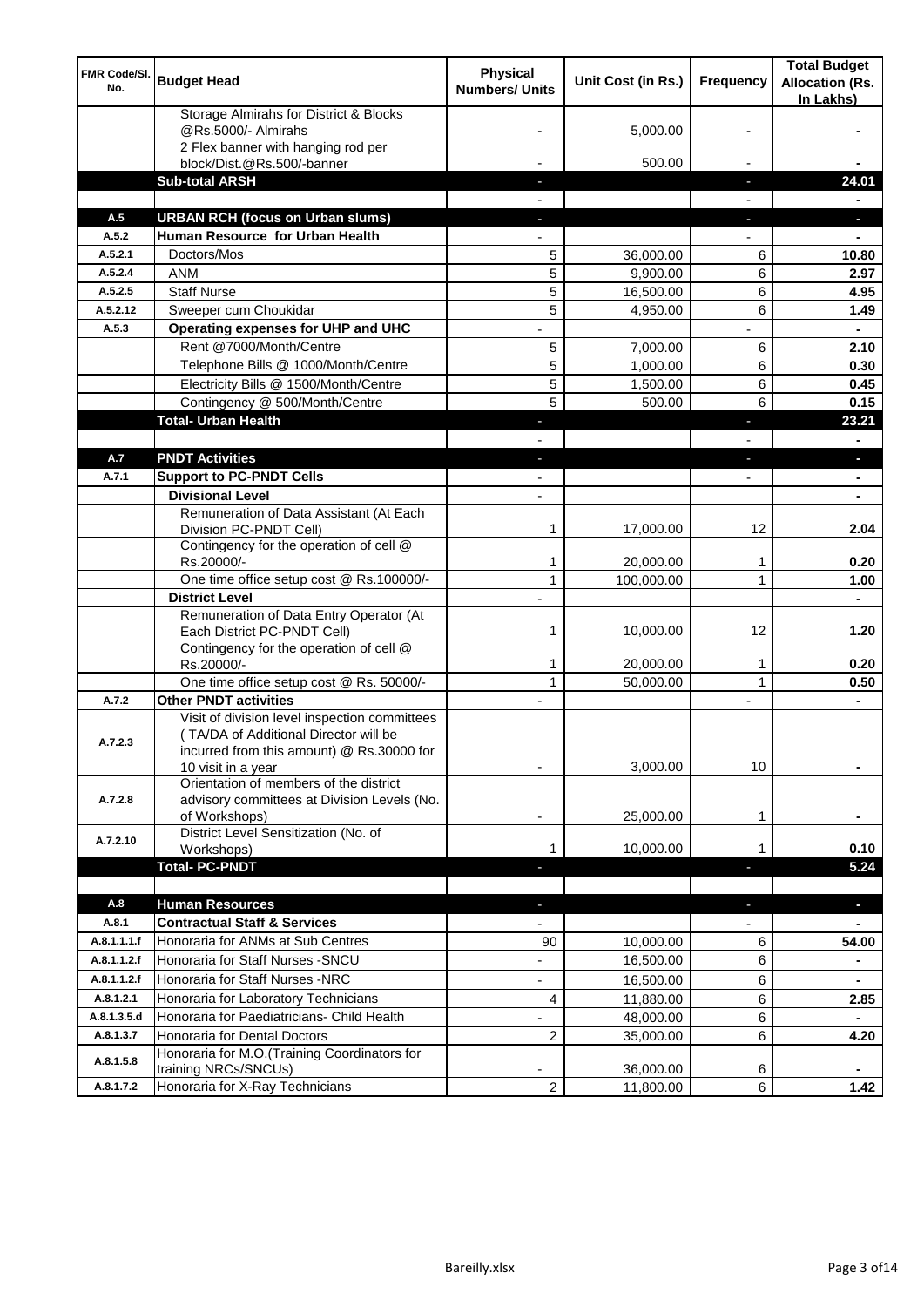| FMR Code/Sl. No. | Budget Head | Physical Numbers/ Units | Unit Cost (in Rs.) | Frequency | Total Budget Allocation (Rs. In Lakhs) |
|---|---|---|---|---|---|
| | Storage Almirahs for District & Blocks @Rs.5000/- Almirahs | - | 5,000.00 | - | - |
| | 2 Flex banner with hanging rod per block/Dist.@Rs.500/-banner | - | 500.00 | - | - |
| | **Sub-total ARSH** | - | | - | **24.01** |
| | | - | | - | - |
| **A.5** | **URBAN RCH (focus on Urban slums)** | - | | - | - |
| **A.5.2** | **Human Resource for Urban Health** | - | | - | - |
| A.5.2.1 | Doctors/Mos | 5 | 36,000.00 | 6 | **10.80** |
| A.5.2.4 | ANM | 5 | 9,900.00 | 6 | **2.97** |
| A.5.2.5 | Staff Nurse | 5 | 16,500.00 | 6 | **4.95** |
| A.5.2.12 | Sweeper cum Choukidar | 5 | 4,950.00 | 6 | **1.49** |
| **A.5.3** | **Operating expenses for UHP and UHC** | - | | - | - |
| | Rent @7000/Month/Centre | 5 | 7,000.00 | 6 | **2.10** |
| | Telephone Bills @ 1000/Month/Centre | 5 | 1,000.00 | 6 | **0.30** |
| | Electricity Bills @ 1500/Month/Centre | 5 | 1,500.00 | 6 | **0.45** |
| | Contingency @ 500/Month/Centre | 5 | 500.00 | 6 | **0.15** |
| | **Total- Urban Health** | - | | - | **23.21** |
| | | - | | - | - |
| **A.7** | **PNDT Activities** | - | | - | - |
| **A.7.1** | **Support to PC-PNDT Cells** | - | | - | - |
| | **Divisional Level** | - | | | - |
| | Remuneration of Data Assistant (At Each Division PC-PNDT Cell) | 1 | 17,000.00 | 12 | **2.04** |
| | Contingency for the operation of cell @ Rs.20000/- | 1 | 20,000.00 | 1 | **0.20** |
| | One time office setup cost @ Rs.100000/- | 1 | 100,000.00 | 1 | **1.00** |
| | **District Level** | - | | | - |
| | Remuneration of Data Entry Operator (At Each District PC-PNDT Cell) | 1 | 10,000.00 | 12 | **1.20** |
| | Contingency for the operation of cell @ Rs.20000/- | 1 | 20,000.00 | 1 | **0.20** |
| | One time office setup cost @ Rs. 50000/- | 1 | 50,000.00 | 1 | **0.50** |
| **A.7.2** | **Other PNDT activities** | - | | - | - |
| A.7.2.3 | Visit of division level inspection committees (TA/DA of Additional Director will be incurred from this amount) @ Rs.30000 for 10 visit in a year | - | 3,000.00 | 10 | - |
| A.7.2.8 | Orientation of members of the district advisory committees at Division Levels (No. of Workshops) | - | 25,000.00 | 1 | - |
| A.7.2.10 | District Level Sensitization (No. of Workshops) | 1 | 10,000.00 | 1 | **0.10** |
| | **Total- PC-PNDT** | - | | - | **5.24** |
| | | | | | |
| **A.8** | **Human Resources** | - | | - | - |
| **A.8.1** | **Contractual Staff & Services** | - | | - | - |
| A.8.1.1.1.f | Honoraria for ANMs at Sub Centres | 90 | 10,000.00 | 6 | **54.00** |
| A.8.1.1.2.f | Honoraria for Staff Nurses -SNCU | - | 16,500.00 | 6 | - |
| A.8.1.1.2.f | Honoraria for Staff Nurses -NRC | - | 16,500.00 | 6 | - |
| A.8.1.2.1 | Honoraria for Laboratory Technicians | 4 | 11,880.00 | 6 | **2.85** |
| A.8.1.3.5.d | Honoraria for Paediatricians- Child Health | - | 48,000.00 | 6 | - |
| A.8.1.3.7 | Honoraria for Dental Doctors | 2 | 35,000.00 | 6 | **4.20** |
| A.8.1.5.8 | Honoraria for M.O.(Training Coordinators for training NRCs/SNCUs) | - | 36,000.00 | 6 | - |
| A.8.1.7.2 | Honoraria for X-Ray Technicians | 2 | 11,800.00 | 6 | **1.42** |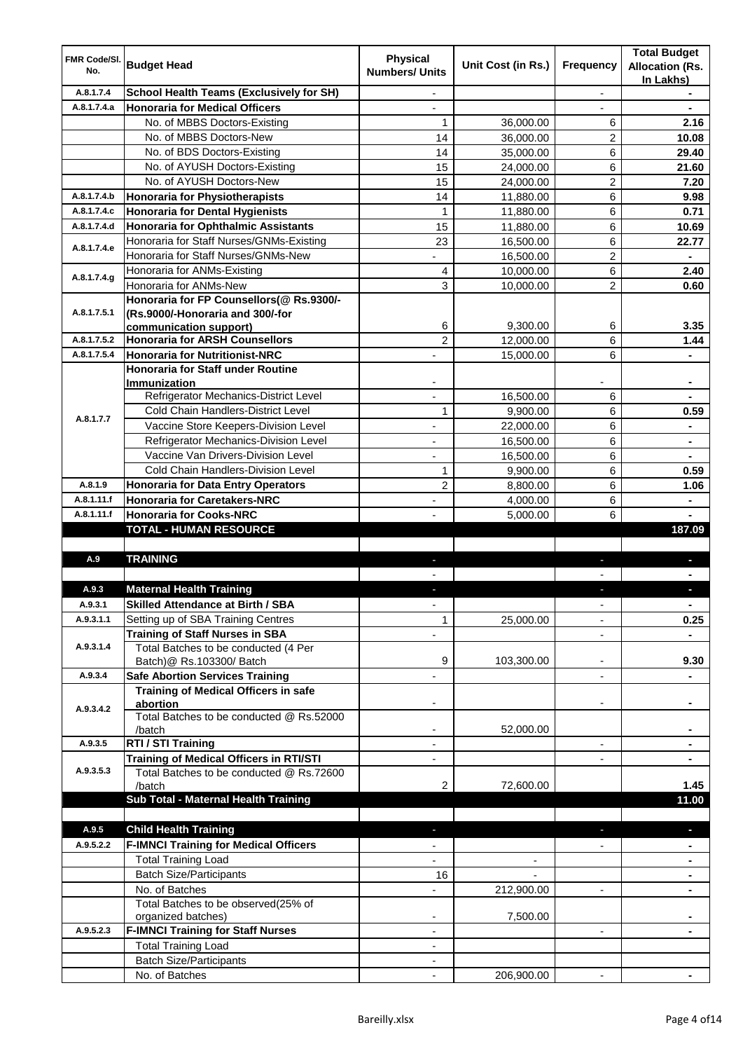| FMR Code/Sl. No. | Budget Head | Physical Numbers/ Units | Unit Cost (in Rs.) | Frequency | Total Budget Allocation (Rs. In Lakhs) |
|---|---|---|---|---|---|
| A.8.1.7.4 | **School Health Teams (Exclusively for SH)** | - | | - | - |
| A.8.1.7.4.a | **Honoraria for Medical Officers** | - | | - | - |
| | No. of MBBS Doctors-Existing | 1 | 36,000.00 | 6 | **2.16** |
| | No. of MBBS Doctors-New | 14 | 36,000.00 | 2 | **10.08** |
| | No. of BDS Doctors-Existing | 14 | 35,000.00 | 6 | **29.40** |
| | No. of AYUSH Doctors-Existing | 15 | 24,000.00 | 6 | **21.60** |
| | No. of AYUSH Doctors-New | 15 | 24,000.00 | 2 | **7.20** |
| A.8.1.7.4.b | **Honoraria for Physiotherapists** | 14 | 11,880.00 | 6 | **9.98** |
| A.8.1.7.4.c | **Honoraria for Dental Hygienists** | 1 | 11,880.00 | 6 | **0.71** |
| A.8.1.7.4.d | **Honoraria for Ophthalmic Assistants** | 15 | 11,880.00 | 6 | **10.69** |
| A.8.1.7.4.e | Honoraria for Staff Nurses/GNMs-Existing | 23 | 16,500.00 | 6 | **22.77** |
| | Honoraria for Staff Nurses/GNMs-New | - | 16,500.00 | 2 | **-** |
| A.8.1.7.4.g | Honoraria for ANMs-Existing | 4 | 10,000.00 | 6 | **2.40** |
| | Honoraria for ANMs-New | 3 | 10,000.00 | 2 | **0.60** |
| A.8.1.7.5.1 | **Honoraria for FP Counsellors(@ Rs.9300/- (Rs.9000/-Honoraria and 300/-for communication support)** | 6 | 9,300.00 | 6 | **3.35** |
| A.8.1.7.5.2 | **Honoraria for ARSH Counsellors** | 2 | 12,000.00 | 6 | **1.44** |
| A.8.1.7.5.4 | **Honoraria for Nutritionist-NRC** | - | 15,000.00 | 6 | **-** |
| A.8.1.7.7 | **Honoraria for Staff under Routine Immunization** | - | | - | **-** |
| | Refrigerator Mechanics-District Level | - | 16,500.00 | 6 | **-** |
| | Cold Chain Handlers-District Level | 1 | 9,900.00 | 6 | **0.59** |
| | Vaccine Store Keepers-Division Level | - | 22,000.00 | 6 | **-** |
| | Refrigerator Mechanics-Division Level | - | 16,500.00 | 6 | **-** |
| | Vaccine Van Drivers-Division Level | - | 16,500.00 | 6 | **-** |
| | Cold Chain Handlers-Division Level | 1 | 9,900.00 | 6 | **0.59** |
| A.8.1.9 | **Honoraria for Data Entry Operators** | 2 | 8,800.00 | 6 | **1.06** |
| A.8.1.11.f | **Honoraria for Caretakers-NRC** | - | 4,000.00 | 6 | **-** |
| A.8.1.11.f | **Honoraria for Cooks-NRC** | - | 5,000.00 | 6 | **-** |
| | **TOTAL - HUMAN RESOURCE** | | | | **187.09** |
| | | | | | |
| A.9 | **TRAINING** | - | | - | **-** |
| | | - | | - | **-** |
| A.9.3 | **Maternal Health Training** | - | | - | **-** |
| A.9.3.1 | **Skilled Attendance at Birth / SBA** | - | | - | **-** |
| A.9.3.1.1 | Setting up of SBA Training Centres | 1 | 25,000.00 | - | **0.25** |
| A.9.3.1.4 | **Training of Staff Nurses in SBA** | - | | - | **-** |
| | Total Batches to be conducted (4 Per Batch)@ Rs.103300/ Batch | 9 | 103,300.00 | - | **9.30** |
| A.9.3.4 | **Safe Abortion Services Training** | - | | - | **-** |
| A.9.3.4.2 | **Training of Medical Officers in safe abortion** | - | | - | **-** |
| | Total Batches to be conducted @ Rs.52000 /batch | - | 52,000.00 | | **-** |
| A.9.3.5 | **RTI / STI Training** | - | | - | **-** |
| A.9.3.5.3 | **Training of Medical Officers in RTI/STI** | - | | - | **-** |
| | Total Batches to be conducted @ Rs.72600 /batch | 2 | 72,600.00 | | **1.45** |
| | **Sub Total - Maternal Health Training** | | | | **11.00** |
| | | | | | |
| A.9.5 | **Child Health Training** | - | | - | **-** |
| A.9.5.2.2 | **F-IMNCI Training for Medical Officers** | - | | - | **-** |
| | Total Training Load | - | - | | **-** |
| | Batch Size/Participants | 16 | - | | **-** |
| | No. of Batches | - | 212,900.00 | - | **-** |
| | Total Batches to be observed(25% of organized batches) | - | 7,500.00 | | **-** |
| A.9.5.2.3 | **F-IMNCI Training for Staff Nurses** | - | | - | **-** |
| | Total Training Load | - | | | |
| | Batch Size/Participants | - | | | |
| | No. of Batches | - | 206,900.00 | - | **-** |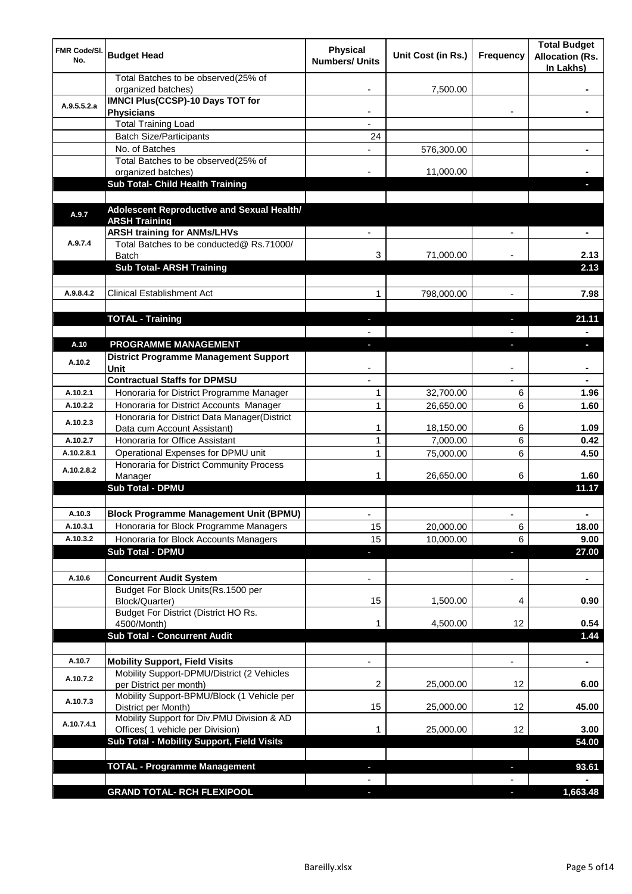| FMR Code/Sl. No. | Budget Head | Physical Numbers/ Units | Unit Cost (in Rs.) | Frequency | Total Budget Allocation (Rs. In Lakhs) |
|---|---|---|---|---|---|
| | Total Batches to be observed(25% of organized batches) | - | 7,500.00 | | - |
| A.9.5.5.2.a | **IMNCI Plus(CCSP)-10 Days TOT for Physicians** | - | | - | - |
| | Total Training Load | - | | | |
| | Batch Size/Participants | 24 | | | |
| | No. of Batches | - | 576,300.00 | | - |
| | Total Batches to be observed(25% of organized batches) | - | 11,000.00 | | - |
| | **Sub Total- Child Health Training** | | | | - |
| | | | | | |
| A.9.7 | **Adolescent Reproductive and Sexual Health/ ARSH Training** | | | | |
| A.9.7.4 | **ARSH training for ANMs/LHVs** | - | | - | - |
| | Total Batches to be conducted@ Rs.71000/ Batch | 3 | 71,000.00 | - | 2.13 |
| | **Sub Total- ARSH Training** | | | | 2.13 |
| | | | | | |
| A.9.8.4.2 | Clinical Establishment Act | 1 | 798,000.00 | - | 7.98 |
| | | | | | |
| | **TOTAL - Training** | - | | - | 21.11 |
| | | - | | - | - |
| A.10 | **PROGRAMME MANAGEMENT** | - | | - | - |
| A.10.2 | **District Programme Management Support Unit** | - | | - | - |
| | **Contractual Staffs for DPMSU** | - | | - | - |
| A.10.2.1 | Honoraria for District Programme Manager | 1 | 32,700.00 | 6 | 1.96 |
| A.10.2.2 | Honoraria for District Accounts Manager | 1 | 26,650.00 | 6 | 1.60 |
| A.10.2.3 | Honoraria for District Data Manager(District Data cum Account Assistant) | 1 | 18,150.00 | 6 | 1.09 |
| A.10.2.7 | Honoraria for Office Assistant | 1 | 7,000.00 | 6 | 0.42 |
| A.10.2.8.1 | Operational Expenses for DPMU unit | 1 | 75,000.00 | 6 | 4.50 |
| A.10.2.8.2 | Honoraria for District Community Process Manager | 1 | 26,650.00 | 6 | 1.60 |
| | **Sub Total - DPMU** | | | | 11.17 |
| | | | | | |
| A.10.3 | **Block Programme Management Unit (BPMU)** | - | | - | - |
| A.10.3.1 | Honoraria for Block Programme Managers | 15 | 20,000.00 | 6 | 18.00 |
| A.10.3.2 | Honoraria for Block Accounts Managers | 15 | 10,000.00 | 6 | 9.00 |
| | **Sub Total - DPMU** | - | | - | 27.00 |
| | | | | | |
| A.10.6 | **Concurrent Audit System** | - | | - | - |
| | Budget For Block Units(Rs.1500 per Block/Quarter) | 15 | 1,500.00 | 4 | 0.90 |
| | Budget For District (District HO Rs. 4500/Month) | 1 | 4,500.00 | 12 | 0.54 |
| | **Sub Total - Concurrent Audit** | | | | 1.44 |
| | | | | | |
| A.10.7 | **Mobility Support, Field Visits** | - | | - | - |
| A.10.7.2 | Mobility Support-DPMU/District (2 Vehicles per District per month) | 2 | 25,000.00 | 12 | 6.00 |
| A.10.7.3 | Mobility Support-BPMU/Block (1 Vehicle per District per Month) | 15 | 25,000.00 | 12 | 45.00 |
| A.10.7.4.1 | Mobility Support for Div.PMU Division & AD Offices( 1 vehicle per Division) | 1 | 25,000.00 | 12 | 3.00 |
| | **Sub Total - Mobility Support, Field Visits** | | | | 54.00 |
| | | | | | |
| | **TOTAL - Programme Management** | - | | - | 93.61 |
| | | - | | - | - |
| | **GRAND TOTAL- RCH FLEXIPOOL** | - | | - | 1,663.48 |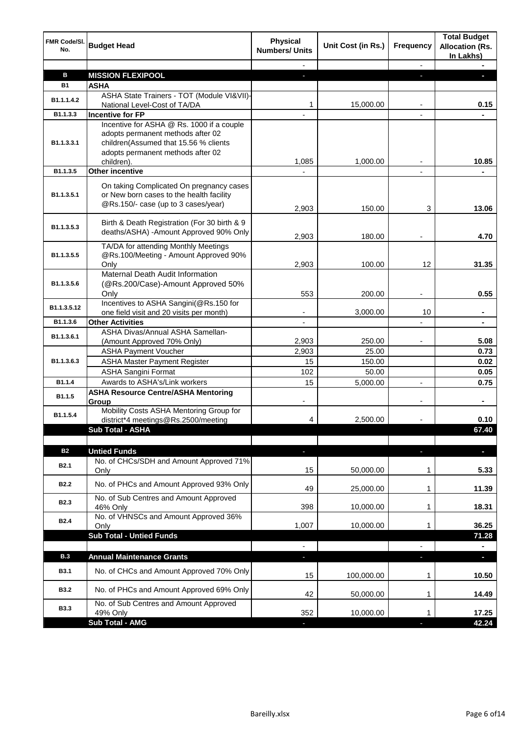| FMR Code/Sl. No. | Budget Head | Physical Numbers/ Units | Unit Cost (in Rs.) | Frequency | Total Budget Allocation (Rs. In Lakhs) |
|---|---|---|---|---|---|
| | | - | | - | - |
| **B** | **MISSION FLEXIPOOL** | - | | - | - |
| **B1** | **ASHA** | | | | |
| B1.1.1.4.2 | ASHA State Trainers - TOT (Module VI&VII)-National Level-Cost of TA/DA | 1 | 15,000.00 | - | **0.15** |
| B1.1.3.3 | **Incentive for FP** | - | | - | - |
| B1.1.3.3.1 | Incentive for ASHA @ Rs. 1000 if a couple adopts permanent methods after 02 children(Assumed that 15.56 % clients adopts permanent methods after 02 children). | 1,085 | 1,000.00 | - | **10.85** |
| B1.1.3.5 | **Other incentive** | - | | - | - |
| B1.1.3.5.1 | On taking Complicated On pregnancy cases or New born cases to the health facility @Rs.150/- case (up to 3 cases/year) | 2,903 | 150.00 | 3 | **13.06** |
| B1.1.3.5.3 | Birth & Death Registration (For 30 birth & 9 deaths/ASHA) -Amount Approved 90% Only | 2,903 | 180.00 | - | **4.70** |
| B1.1.3.5.5 | TA/DA for attending Monthly Meetings @Rs.100/Meeting - Amount Approved 90% Only | 2,903 | 100.00 | 12 | **31.35** |
| B1.1.3.5.6 | Maternal Death Audit Information (@Rs.200/Case)-Amount Approved 50% Only | 553 | 200.00 | - | **0.55** |
| B1.1.3.5.12 | Incentives to ASHA Sangini(@Rs.150 for one field visit and 20 visits per month) | - | 3,000.00 | 10 | - |
| B1.1.3.6 | **Other Activities** | - | | - | - |
| B1.1.3.6.1 | ASHA Divas/Annual ASHA Samellan-(Amount Approved 70% Only) | 2,903 | 250.00 | - | **5.08** |
| B1.1.3.6.3 | ASHA Payment Voucher | 2,903 | 25.00 | | **0.73** |
| | ASHA Master Payment Register | 15 | 150.00 | | **0.02** |
| | ASHA Sangini Format | 102 | 50.00 | | **0.05** |
| B1.1.4 | Awards to ASHA's/Link workers | 15 | 5,000.00 | - | **0.75** |
| B1.1.5 | **ASHA Resource Centre/ASHA Mentoring Group** | - | | - | - |
| B1.1.5.4 | Mobility Costs ASHA Mentoring Group for district*4 meetings@Rs.2500/meeting | 4 | 2,500.00 | - | **0.10** |
| | **Sub Total - ASHA** | | | | **67.40** |
| | | | | | |
| **B2** | **Untied Funds** | - | | - | - |
| B2.1 | No. of CHCs/SDH and Amount Approved 71% Only | 15 | 50,000.00 | 1 | **5.33** |
| B2.2 | No. of PHCs and Amount Approved 93% Only | 49 | 25,000.00 | 1 | **11.39** |
| B2.3 | No. of Sub Centres and Amount Approved 46% Only | 398 | 10,000.00 | 1 | **18.31** |
| B2.4 | No. of VHNSCs and Amount Approved 36% Only | 1,007 | 10,000.00 | 1 | **36.25** |
| | **Sub Total - Untied Funds** | | | | **71.28** |
| | | - | | - | - |
| **B.3** | **Annual Maintenance Grants** | - | | - | - |
| B3.1 | No. of CHCs and Amount Approved 70% Only | 15 | 100,000.00 | 1 | **10.50** |
| B3.2 | No. of PHCs and Amount Approved 69% Only | 42 | 50,000.00 | 1 | **14.49** |
| B3.3 | No. of Sub Centres and Amount Approved 49% Only | 352 | 10,000.00 | 1 | **17.25** |
| | **Sub Total - AMG** | - | | - | **42.24** |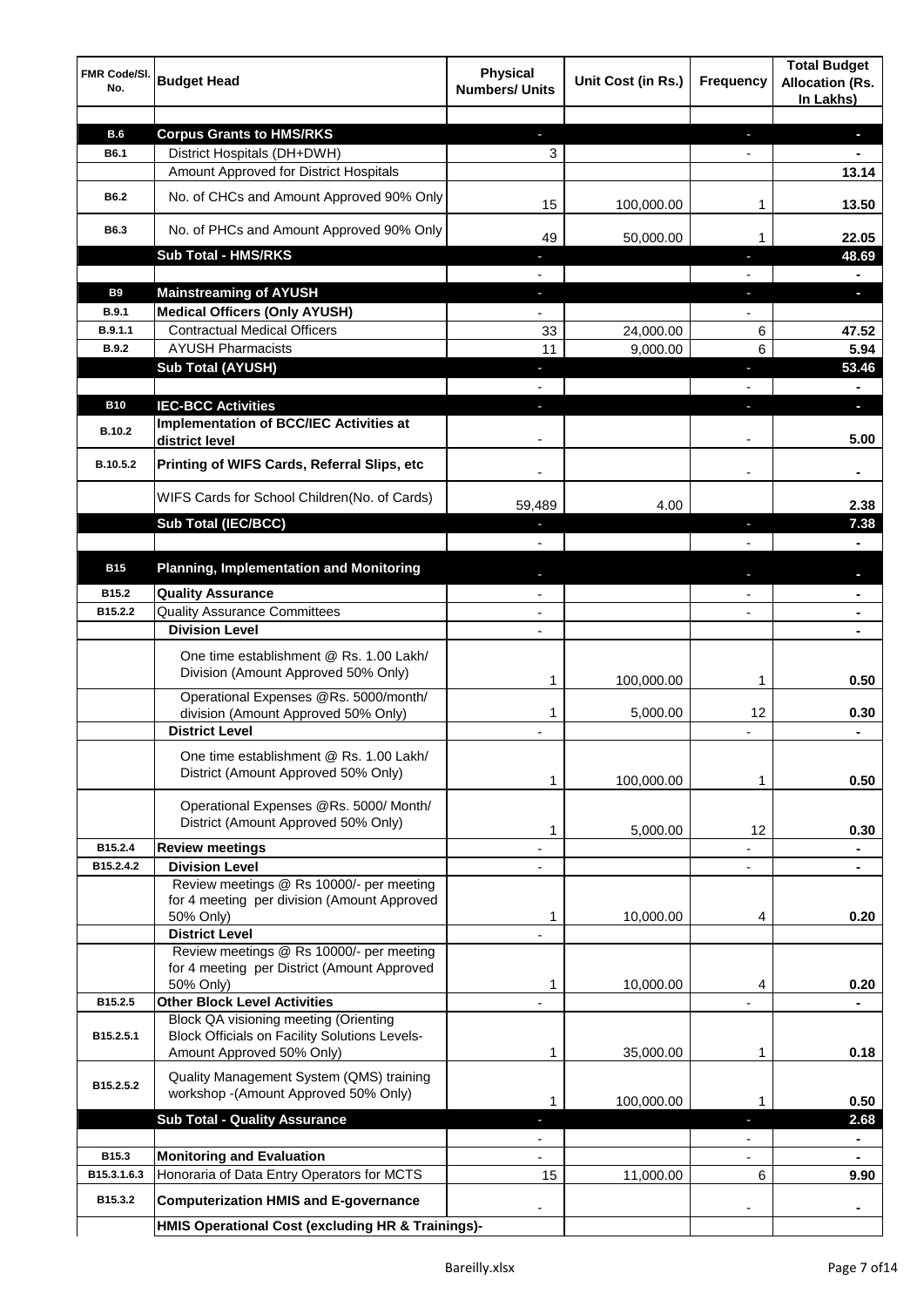| FMR Code/Sl. No. | Budget Head | Physical Numbers/ Units | Unit Cost (in Rs.) | Frequency | Total Budget Allocation (Rs. In Lakhs) |
|---|---|---|---|---|---|
| | | | | | |
| **B.6** | **Corpus Grants to HMS/RKS** | - | | - | - |
| **B6.1** | District Hospitals (DH+DWH) | 3 | | - | - |
| | Amount Approved for District Hospitals | | | | **13.14** |
| **B6.2** | No. of CHCs and Amount Approved 90% Only | 15 | 100,000.00 | 1 | **13.50** |
| **B6.3** | No. of PHCs and Amount Approved 90% Only | 49 | 50,000.00 | 1 | **22.05** |
| | **Sub Total - HMS/RKS** | - | | - | **48.69** |
| | | - | | - | - |
| **B9** | **Mainstreaming of AYUSH** | - | | - | - |
| **B.9.1** | **Medical Officers (Only AYUSH)** | - | | - | |
| **B.9.1.1** | Contractual Medical Officers | 33 | 24,000.00 | 6 | **47.52** |
| **B.9.2** | AYUSH Pharmacists | 11 | 9,000.00 | 6 | **5.94** |
| | **Sub Total (AYUSH)** | - | | - | **53.46** |
| | | - | | - | - |
| **B10** | **IEC-BCC Activities** | - | | - | - |
| **B.10.2** | **Implementation of BCC/IEC Activities at district level** | - | | - | **5.00** |
| **B.10.5.2** | **Printing of WIFS Cards, Referral Slips, etc** | - | | - | - |
| | WIFS Cards for School Children(No. of Cards) | 59,489 | 4.00 | | **2.38** |
| | **Sub Total (IEC/BCC)** | - | | - | **7.38** |
| | | - | | - | - |
| **B15** | **Planning, Implementation and Monitoring** | - | | - | - |
| **B15.2** | **Quality Assurance** | - | | - | - |
| **B15.2.2** | Quality Assurance Committees | - | | - | - |
| | **Division Level** | - | | | - |
| | One time establishment @ Rs. 1.00 Lakh/ Division (Amount Approved 50% Only) | 1 | 100,000.00 | 1 | **0.50** |
| | Operational Expenses @Rs. 5000/month/ division (Amount Approved 50% Only) | 1 | 5,000.00 | 12 | **0.30** |
| | **District Level** | - | | - | - |
| | One time establishment @ Rs. 1.00 Lakh/ District (Amount Approved 50% Only) | 1 | 100,000.00 | 1 | **0.50** |
| | Operational Expenses @Rs. 5000/ Month/ District (Amount Approved 50% Only) | 1 | 5,000.00 | 12 | **0.30** |
| **B15.2.4** | **Review meetings** | - | | - | - |
| **B15.2.4.2** | **Division Level** | - | | - | - |
| | Review meetings @ Rs 10000/- per meeting for 4 meeting per division (Amount Approved 50% Only) | 1 | 10,000.00 | 4 | **0.20** |
| | **District Level** | - | | | |
| | Review meetings @ Rs 10000/- per meeting for 4 meeting per District (Amount Approved 50% Only) | 1 | 10,000.00 | 4 | **0.20** |
| **B15.2.5** | **Other Block Level Activities** | - | | - | - |
| **B15.2.5.1** | Block QA visioning meeting (Orienting Block Officials on Facility Solutions Levels-Amount Approved 50% Only) | 1 | 35,000.00 | 1 | **0.18** |
| **B15.2.5.2** | Quality Management System (QMS) training workshop -(Amount Approved 50% Only) | 1 | 100,000.00 | 1 | **0.50** |
| | **Sub Total - Quality Assurance** | - | | - | **2.68** |
| | | - | | - | - |
| **B15.3** | **Monitoring and Evaluation** | - | | - | - |
| **B15.3.1.6.3** | Honoraria of Data Entry Operators for MCTS | 15 | 11,000.00 | 6 | **9.90** |
| **B15.3.2** | **Computerization HMIS and E-governance** | - | | - | - |
| | **HMIS Operational Cost (excluding HR & Trainings)-** | | | | |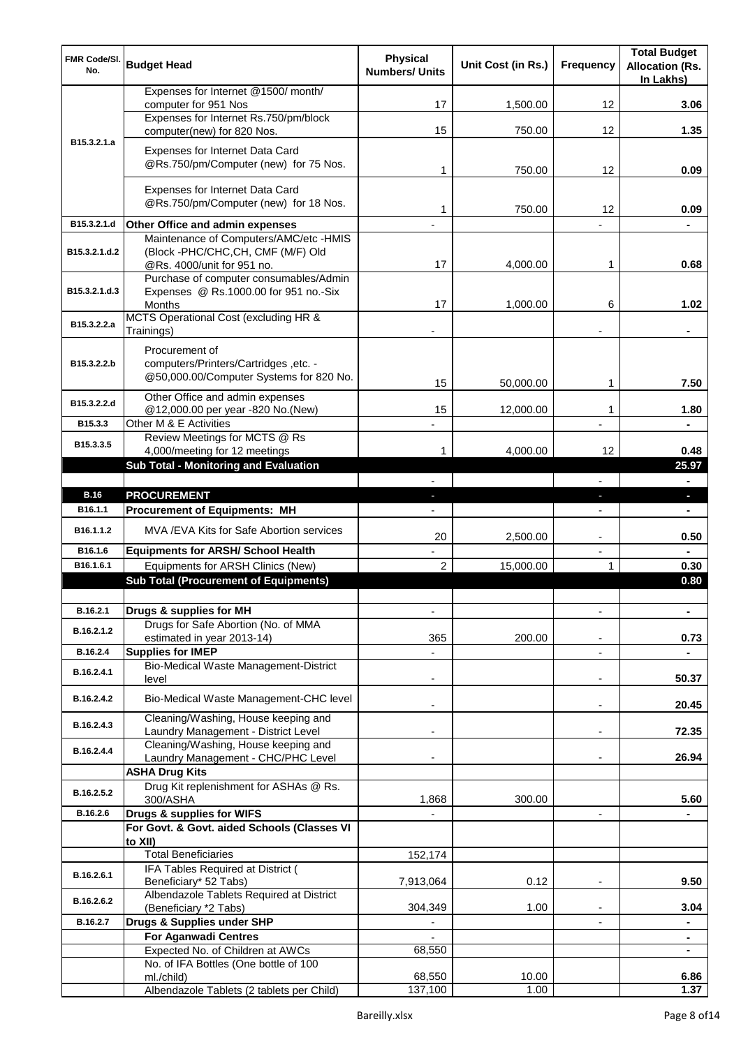| FMR Code/Sl. No. | Budget Head | Physical Numbers/ Units | Unit Cost (in Rs.) | Frequency | Total Budget Allocation (Rs. In Lakhs) |
|---|---|---|---|---|---|
| B15.3.2.1.a | Expenses for Internet @1500/ month/ computer for 951 Nos | 17 | 1,500.00 | 12 | 3.06 |
| | Expenses for Internet Rs.750/pm/block computer(new) for 820 Nos. | 15 | 750.00 | 12 | 1.35 |
| | Expenses for Internet Data Card @Rs.750/pm/Computer (new) for 75 Nos. | 1 | 750.00 | 12 | 0.09 |
| | Expenses for Internet Data Card @Rs.750/pm/Computer (new) for 18 Nos. | 1 | 750.00 | 12 | 0.09 |
| B15.3.2.1.d | **Other Office and admin expenses** | - | | - | - |
| B15.3.2.1.d.2 | Maintenance of Computers/AMC/etc -HMIS (Block -PHC/CHC,CH, CMF (M/F) Old @Rs. 4000/unit for 951 no. | 17 | 4,000.00 | 1 | 0.68 |
| B15.3.2.1.d.3 | Purchase of computer consumables/Admin Expenses @ Rs.1000.00 for 951 no.-Six Months | 17 | 1,000.00 | 6 | 1.02 |
| B15.3.2.2.a | MCTS Operational Cost (excluding HR & Trainings) | - | | - | - |
| B15.3.2.2.b | Procurement of computers/Printers/Cartridges ,etc. - @50,000.00/Computer Systems for 820 No. | 15 | 50,000.00 | 1 | 7.50 |
| B15.3.2.2.d | Other Office and admin expenses @12,000.00 per year -820 No.(New) | 15 | 12,000.00 | 1 | 1.80 |
| B15.3.3 | Other M & E Activities | - | | - | - |
| B15.3.3.5 | Review Meetings for MCTS @ Rs 4,000/meeting for 12 meetings | 1 | 4,000.00 | 12 | 0.48 |
| | **Sub Total - Monitoring and Evaluation** | | | | **25.97** |
| | | - | | - | - |
| **B.16** | **PROCUREMENT** | - | | - | - |
| B16.1.1 | **Procurement of Equipments: MH** | - | | - | - |
| B16.1.1.2 | MVA /EVA Kits for Safe Abortion services | 20 | 2,500.00 | - | 0.50 |
| B16.1.6 | **Equipments for ARSH/ School Health** | - | | - | - |
| B16.1.6.1 | Equipments for ARSH Clinics (New) | 2 | 15,000.00 | 1 | 0.30 |
| | **Sub Total (Procurement of Equipments)** | | | | **0.80** |
| | | | | | |
| B.16.2.1 | **Drugs & supplies for MH** | - | | - | - |
| B.16.2.1.2 | Drugs for Safe Abortion (No. of MMA estimated in year 2013-14) | 365 | 200.00 | - | 0.73 |
| B.16.2.4 | **Supplies for IMEP** | - | | - | - |
| B.16.2.4.1 | Bio-Medical Waste Management-District level | - | | - | 50.37 |
| B.16.2.4.2 | Bio-Medical Waste Management-CHC level | - | | - | 20.45 |
| B.16.2.4.3 | Cleaning/Washing, House keeping and Laundry Management - District Level | - | | - | 72.35 |
| B.16.2.4.4 | Cleaning/Washing, House keeping and Laundry Management - CHC/PHC Level | - | | - | 26.94 |
| | **ASHA Drug Kits** | | | | |
| B.16.2.5.2 | Drug Kit replenishment for ASHAs @ Rs. 300/ASHA | 1,868 | 300.00 | | 5.60 |
| B.16.2.6 | **Drugs & supplies for WIFS** | - | | - | - |
| | **For Govt. & Govt. aided Schools (Classes VI to XII)** | | | | |
| | Total Beneficiaries | 152,174 | | | |
| B.16.2.6.1 | IFA Tables Required at District ( Beneficiary* 52 Tabs) | 7,913,064 | 0.12 | - | 9.50 |
| B.16.2.6.2 | Albendazole Tablets Required at District (Beneficiary *2 Tabs) | 304,349 | 1.00 | - | 3.04 |
| B.16.2.7 | **Drugs & Supplies under SHP** | - | | - | - |
| | **For Aganwadi Centres** | - | | | - |
| | Expected No. of Children at AWCs | 68,550 | | | - |
| | No. of IFA Bottles (One bottle of 100 ml./child) | 68,550 | 10.00 | | 6.86 |
| | Albendazole Tablets (2 tablets per Child) | 137,100 | 1.00 | | 1.37 |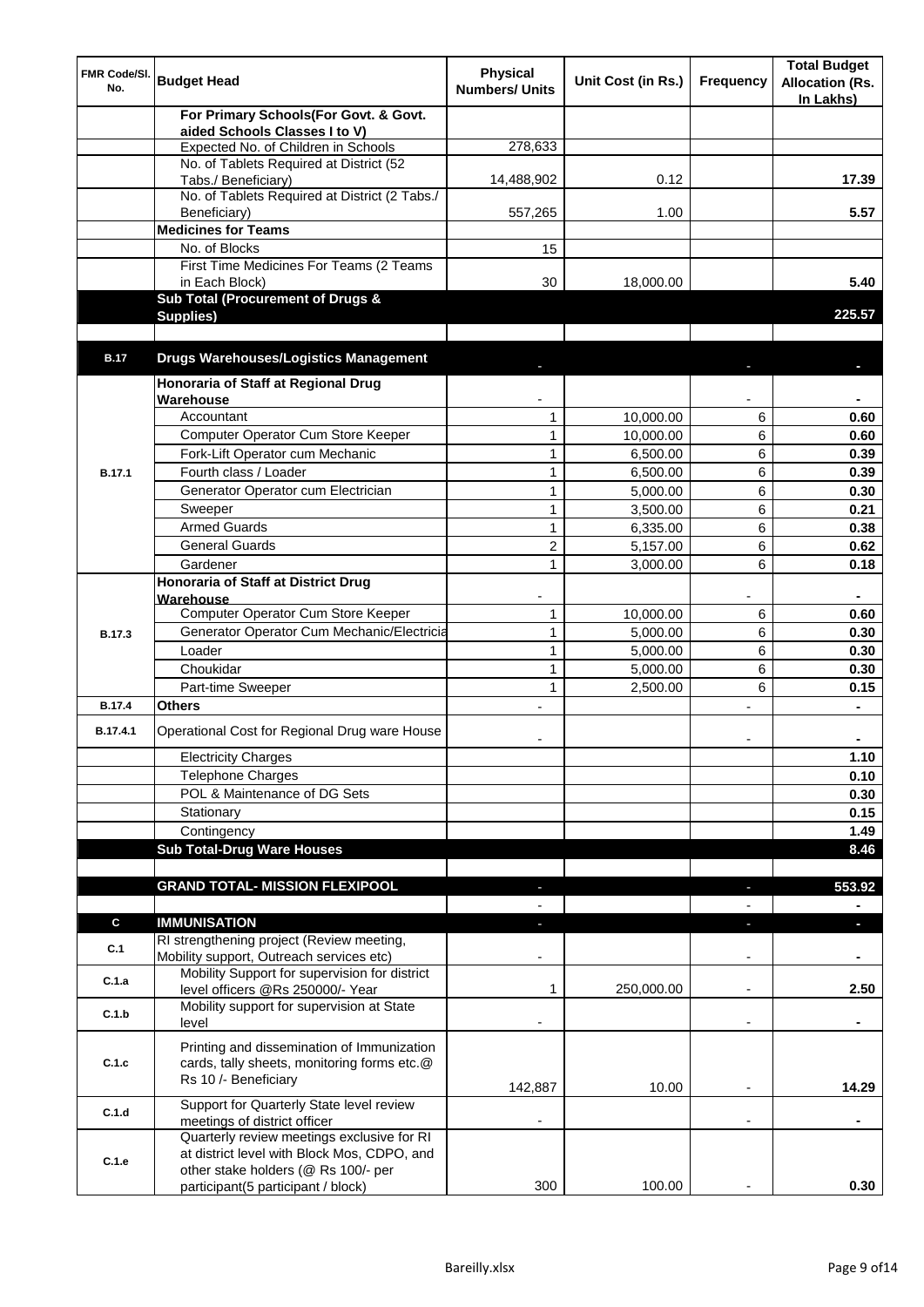| FMR Code/Sl. No. | Budget Head | Physical Numbers/ Units | Unit Cost (in Rs.) | Frequency | Total Budget Allocation (Rs. In Lakhs) |
|---|---|---|---|---|---|
| | **For Primary Schools(For Govt. & Govt. aided Schools Classes I to V)** | | | | |
| | Expected No. of Children in Schools | 278,633 | | | |
| | No. of Tablets Required at District (52 Tabs./ Beneficiary) | 14,488,902 | 0.12 | | **17.39** |
| | No. of Tablets Required at District (2 Tabs./ Beneficiary) | 557,265 | 1.00 | | **5.57** |
| | **Medicines for Teams** | | | | |
| | No. of Blocks | 15 | | | |
| | First Time Medicines For Teams (2 Teams in Each Block) | 30 | 18,000.00 | | **5.40** |
| | **Sub Total (Procurement of Drugs & Supplies)** | | | | **225.57** |
| | | | | | |
| **B.17** | **Drugs Warehouses/Logistics Management** | - | | - | - |
| | **Honoraria of Staff at Regional Drug Warehouse** | - | | - | - |
| B.17.1 | Accountant | 1 | 10,000.00 | 6 | **0.60** |
| | Computer Operator Cum Store Keeper | 1 | 10,000.00 | 6 | **0.60** |
| | Fork-Lift Operator cum Mechanic | 1 | 6,500.00 | 6 | **0.39** |
| | Fourth class / Loader | 1 | 6,500.00 | 6 | **0.39** |
| | Generator Operator cum Electrician | 1 | 5,000.00 | 6 | **0.30** |
| | Sweeper | 1 | 3,500.00 | 6 | **0.21** |
| | Armed Guards | 1 | 6,335.00 | 6 | **0.38** |
| | General Guards | 2 | 5,157.00 | 6 | **0.62** |
| | Gardener | 1 | 3,000.00 | 6 | **0.18** |
| | **Honoraria of Staff at District Drug Warehouse** | - | | - | - |
| B.17.3 | Computer Operator Cum Store Keeper | 1 | 10,000.00 | 6 | **0.60** |
| | Generator Operator Cum Mechanic/Electricia | 1 | 5,000.00 | 6 | **0.30** |
| | Loader | 1 | 5,000.00 | 6 | **0.30** |
| | Choukidar | 1 | 5,000.00 | 6 | **0.30** |
| | Part-time Sweeper | 1 | 2,500.00 | 6 | **0.15** |
| B.17.4 | **Others** | - | | - | - |
| B.17.4.1 | Operational Cost for Regional Drug ware House | - | | - | - |
| | Electricity Charges | | | | **1.10** |
| | Telephone Charges | | | | **0.10** |
| | POL & Maintenance of DG Sets | | | | **0.30** |
| | Stationary | | | | **0.15** |
| | Contingency | | | | **1.49** |
| | **Sub Total-Drug Ware Houses** | | | | **8.46** |
| | | | | | |
| | **GRAND TOTAL- MISSION FLEXIPOOL** | - | | - | **553.92** |
| | | - | | - | - |
| **C** | **IMMUNISATION** | - | | - | - |
| C.1 | RI strengthening project (Review meeting, Mobility support, Outreach services etc) | - | | - | - |
| C.1.a | Mobility Support for supervision for district level officers @Rs 250000/- Year | 1 | 250,000.00 | - | **2.50** |
| C.1.b | Mobility support for supervision at State level | - | | - | - |
| C.1.c | Printing and dissemination of Immunization cards, tally sheets, monitoring forms etc.@ Rs 10 /- Beneficiary | 142,887 | 10.00 | - | **14.29** |
| C.1.d | Support for Quarterly State level review meetings of district officer | - | | - | - |
| C.1.e | Quarterly review meetings exclusive for RI at district level with Block Mos, CDPO, and other stake holders (@ Rs 100/- per participant(5 participant / block) | 300 | 100.00 | - | **0.30** |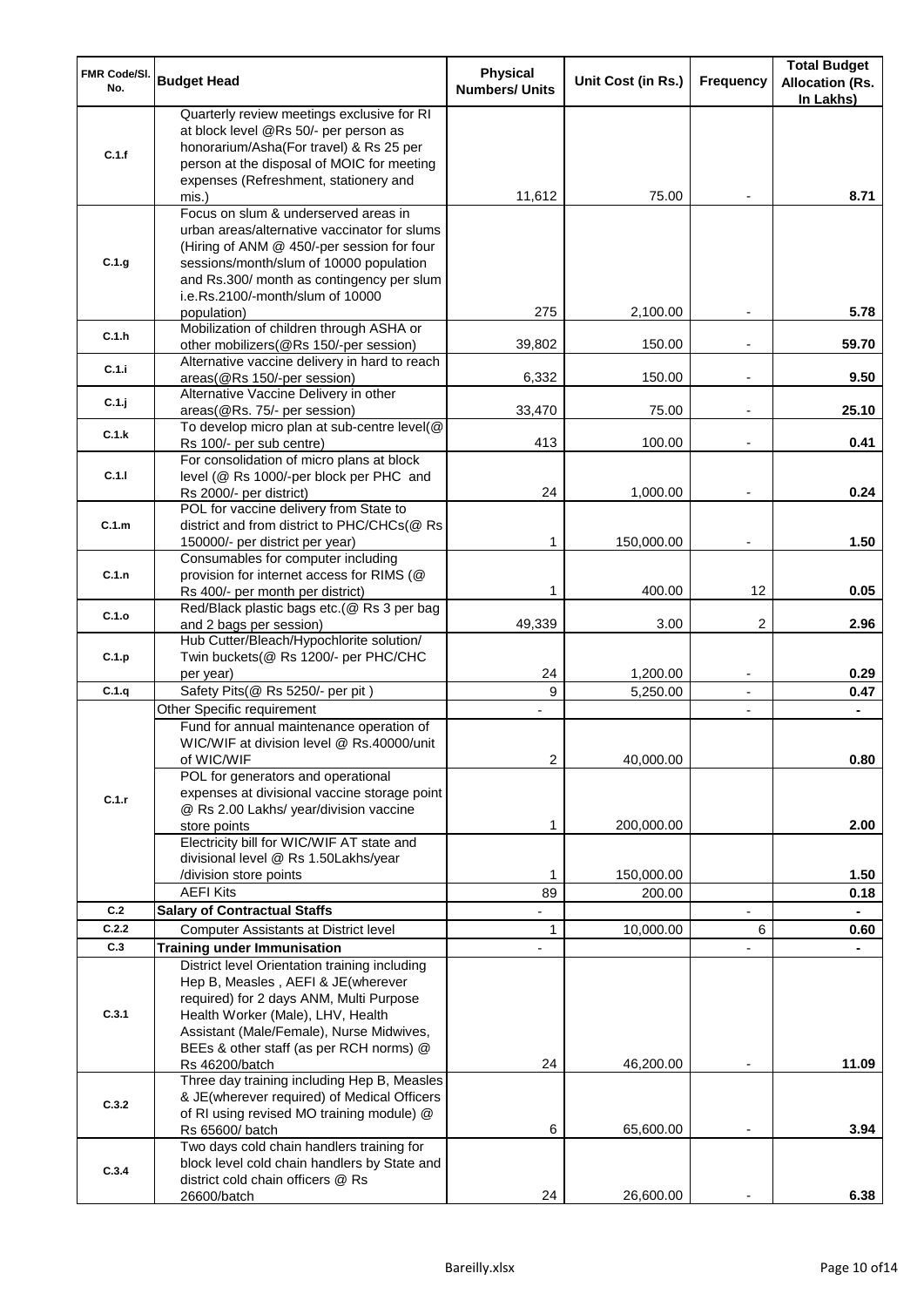| FMR Code/Sl. No. | Budget Head | Physical Numbers/ Units | Unit Cost (in Rs.) | Frequency | Total Budget Allocation (Rs. In Lakhs) |
|---|---|---|---|---|---|
| C.1.f | Quarterly review meetings exclusive for RI at block level @Rs 50/- per person as honorarium/Asha(For travel) & Rs 25 per person at the disposal of MOIC for meeting expenses (Refreshment, stationery and mis.) | 11,612 | 75.00 | - | 8.71 |
| C.1.g | Focus on slum & underserved areas in urban areas/alternative vaccinator for slums (Hiring of ANM @ 450/-per session for four sessions/month/slum of 10000 population and Rs.300/ month as contingency per slum i.e.Rs.2100/-month/slum of 10000 population) | 275 | 2,100.00 | - | 5.78 |
| C.1.h | Mobilization of children through ASHA or other mobilizers(@Rs 150/-per session) | 39,802 | 150.00 | - | 59.70 |
| C.1.i | Alternative vaccine delivery in hard to reach areas(@Rs 150/-per session) | 6,332 | 150.00 | - | 9.50 |
| C.1.j | Alternative Vaccine Delivery in other areas(@Rs. 75/- per session) | 33,470 | 75.00 | - | 25.10 |
| C.1.k | To develop micro plan at sub-centre level(@ Rs 100/- per sub centre) | 413 | 100.00 | - | 0.41 |
| C.1.l | For consolidation of micro plans at block level (@ Rs 1000/-per block per PHC and Rs 2000/- per district) | 24 | 1,000.00 | - | 0.24 |
| C.1.m | POL for vaccine delivery from State to district and from district to PHC/CHCs(@ Rs 150000/- per district per year) | 1 | 150,000.00 | - | 1.50 |
| C.1.n | Consumables for computer including provision for internet access for RIMS (@ Rs 400/- per month per district) | 1 | 400.00 | 12 | 0.05 |
| C.1.o | Red/Black plastic bags etc.(@ Rs 3 per bag and 2 bags per session) | 49,339 | 3.00 | 2 | 2.96 |
| C.1.p | Hub Cutter/Bleach/Hypochlorite solution/ Twin buckets(@ Rs 1200/- per PHC/CHC per year) | 24 | 1,200.00 | - | 0.29 |
| C.1.q | Safety Pits(@ Rs 5250/- per pit ) | 9 | 5,250.00 | - | 0.47 |
| C.1.r | Other Specific requirement | - | | - | - |
| | Fund for annual maintenance operation of WIC/WIF at division level @ Rs.40000/unit of WIC/WIF | 2 | 40,000.00 | | 0.80 |
| | POL for generators and operational expenses at divisional vaccine storage point @ Rs 2.00 Lakhs/ year/division vaccine store points | 1 | 200,000.00 | | 2.00 |
| | Electricity bill for WIC/WIF AT state and divisional level @ Rs 1.50Lakhs/year /division store points | 1 | 150,000.00 | | 1.50 |
| | AEFI Kits | 89 | 200.00 | | 0.18 |
| C.2 | **Salary of Contractual Staffs** | - | | - | - |
| C.2.2 | Computer Assistants at District level | 1 | 10,000.00 | 6 | 0.60 |
| C.3 | **Training under Immunisation** | - | | - | - |
| C.3.1 | District level Orientation training including Hep B, Measles , AEFI & JE(wherever required) for 2 days ANM, Multi Purpose Health Worker (Male), LHV, Health Assistant (Male/Female), Nurse Midwives, BEEs & other staff (as per RCH norms) @ Rs 46200/batch | 24 | 46,200.00 | - | 11.09 |
| C.3.2 | Three day training including Hep B, Measles & JE(wherever required) of Medical Officers of RI using revised MO training module) @ Rs 65600/ batch | 6 | 65,600.00 | - | 3.94 |
| C.3.4 | Two days cold chain handlers training for block level cold chain handlers by State and district cold chain officers @ Rs 26600/batch | 24 | 26,600.00 | - | 6.38 |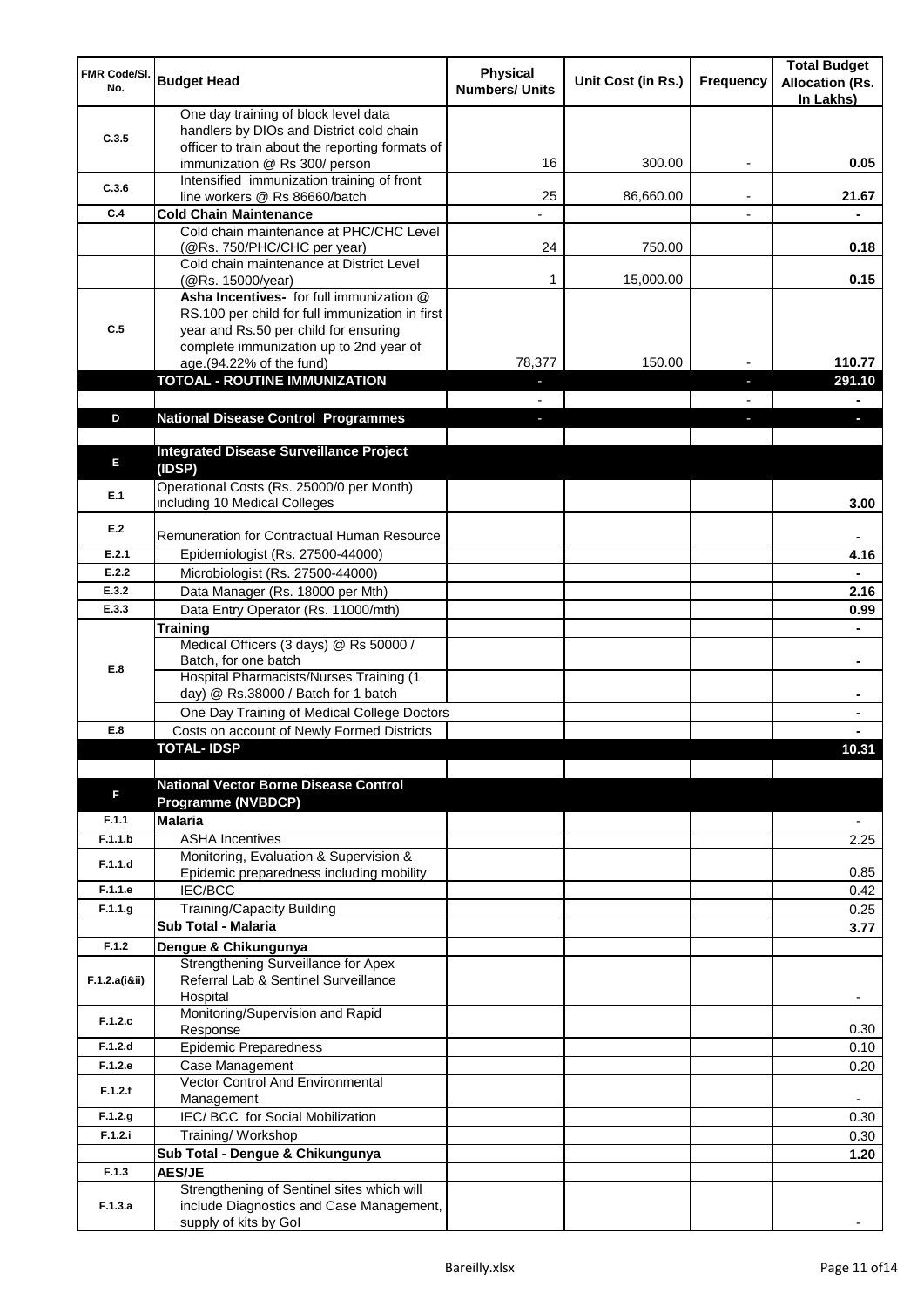| FMR Code/Sl. No. | Budget Head | Physical Numbers/ Units | Unit Cost (in Rs.) | Frequency | Total Budget Allocation (Rs. In Lakhs) |
|---|---|---|---|---|---|
| C.3.5 | One day training of block level data handlers by DIOs and District cold chain officer to train about the reporting formats of immunization @ Rs 300/ person | 16 | 300.00 | - | 0.05 |
| C.3.6 | Intensified immunization training of front line workers @ Rs 86660/batch | 25 | 86,660.00 | - | 21.67 |
| C.4 | **Cold Chain Maintenance** | - | | - | - |
| | Cold chain maintenance at PHC/CHC Level (@Rs. 750/PHC/CHC per year) | 24 | 750.00 | | 0.18 |
| | Cold chain maintenance at District Level (@Rs. 15000/year) | 1 | 15,000.00 | | 0.15 |
| C.5 | **Asha Incentives-** for full immunization @ RS.100 per child for full immunization in first year and Rs.50 per child for ensuring complete immunization up to 2nd year of age.(94.22% of the fund) | 78,377 | 150.00 | - | 110.77 |
| | **TOTOAL - ROUTINE IMMUNIZATION** | - | | - | **291.10** |
| | | - | | - | - |
| D | **National Disease Control Programmes** | - | | - | - |
| | | | | | |
| E | **Integrated Disease Surveillance Project (IDSP)** | | | | |
| E.1 | Operational Costs (Rs. 25000/0 per Month) including 10 Medical Colleges | | | | 3.00 |
| E.2 | Remuneration for Contractual Human Resource | | | | - |
| E.2.1 | Epidemiologist (Rs. 27500-44000) | | | | 4.16 |
| E.2.2 | Microbiologist (Rs. 27500-44000) | | | | - |
| E.3.2 | Data Manager (Rs. 18000 per Mth) | | | | 2.16 |
| E.3.3 | Data Entry Operator (Rs. 11000/mth) | | | | 0.99 |
| E.8 | **Training** | | | | - |
| | Medical Officers (3 days) @ Rs 50000 / Batch, for one batch | | | | - |
| | Hospital Pharmacists/Nurses Training (1 day) @ Rs.38000 / Batch for 1 batch | | | | - |
| | One Day Training of Medical College Doctors | | | | - |
| E.8 | Costs on account of Newly Formed Districts | | | | - |
| | **TOTAL- IDSP** | | | | **10.31** |
| | | | | | |
| F | **National Vector Borne Disease Control Programme (NVBDCP)** | | | | |
| F.1.1 | **Malaria** | | | | - |
| F.1.1.b | ASHA Incentives | | | | 2.25 |
| F.1.1.d | Monitoring, Evaluation & Supervision & Epidemic preparedness including mobility | | | | 0.85 |
| F.1.1.e | IEC/BCC | | | | 0.42 |
| F.1.1.g | Training/Capacity Building | | | | 0.25 |
| | **Sub Total - Malaria** | | | | **3.77** |
| F.1.2 | **Dengue & Chikungunya** | | | | |
| F.1.2.a(i&ii) | Strengthening Surveillance for Apex Referral Lab & Sentinel Surveillance Hospital | | | | - |
| F.1.2.c | Monitoring/Supervision and Rapid Response | | | | 0.30 |
| F.1.2.d | Epidemic Preparedness | | | | 0.10 |
| F.1.2.e | Case Management | | | | 0.20 |
| F.1.2.f | Vector Control And Environmental Management | | | | - |
| F.1.2.g | IEC/ BCC for Social Mobilization | | | | 0.30 |
| F.1.2.i | Training/ Workshop | | | | 0.30 |
| | **Sub Total - Dengue & Chikungunya** | | | | **1.20** |
| F.1.3 | **AES/JE** | | | | |
| F.1.3.a | Strengthening of Sentinel sites which will include Diagnostics and Case Management, supply of kits by GoI | | | | - |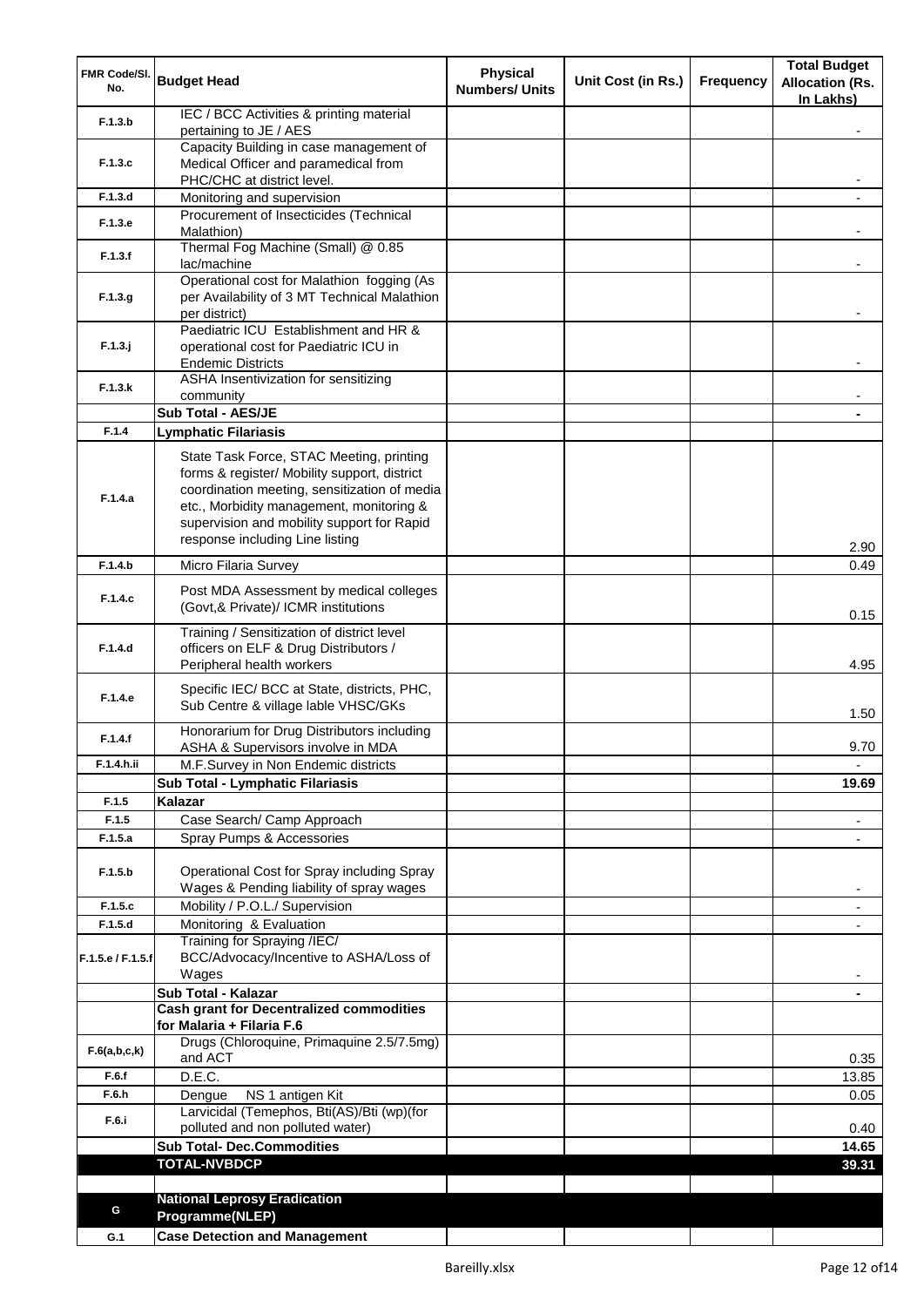| FMR Code/Sl. No. | Budget Head | Physical Numbers/ Units | Unit Cost (in Rs.) | Frequency | Total Budget Allocation (Rs. In Lakhs) |
|---|---|---|---|---|---|
| F.1.3.b | IEC / BCC Activities & printing material pertaining to JE / AES | | | | - |
| F.1.3.c | Capacity Building in case management of Medical Officer and paramedical from PHC/CHC at district level. | | | | - |
| F.1.3.d | Monitoring and supervision | | | | - |
| F.1.3.e | Procurement of Insecticides (Technical Malathion) | | | | - |
| F.1.3.f | Thermal Fog Machine (Small) @ 0.85 lac/machine | | | | - |
| F.1.3.g | Operational cost for Malathion fogging (As per Availability of 3 MT Technical Malathion per district) | | | | - |
| F.1.3.j | Paediatric ICU Establishment and HR & operational cost for Paediatric ICU in Endemic Districts | | | | - |
| F.1.3.k | ASHA Insentivization for sensitizing community | | | | - |
| | **Sub Total - AES/JE** | | | | **-** |
| F.1.4 | **Lymphatic Filariasis** | | | | |
| F.1.4.a | State Task Force, STAC Meeting, printing forms & register/ Mobility support, district coordination meeting, sensitization of media etc., Morbidity management, monitoring & supervision and mobility support for Rapid response including Line listing | | | | 2.90 |
| F.1.4.b | Micro Filaria Survey | | | | 0.49 |
| F.1.4.c | Post MDA Assessment by medical colleges (Govt,& Private)/ ICMR institutions | | | | 0.15 |
| F.1.4.d | Training / Sensitization of district level officers on ELF & Drug Distributors / Peripheral health workers | | | | 4.95 |
| F.1.4.e | Specific IEC/ BCC at State, districts, PHC, Sub Centre & village lable VHSC/GKs | | | | 1.50 |
| F.1.4.f | Honorarium for Drug Distributors including ASHA & Supervisors involve in MDA | | | | 9.70 |
| F.1.4.h.ii | M.F.Survey in Non Endemic districts | | | | - |
| | **Sub Total - Lymphatic Filariasis** | | | | **19.69** |
| F.1.5 | **Kalazar** | | | | |
| F.1.5 | Case Search/ Camp Approach | | | | - |
| F.1.5.a | Spray Pumps & Accessories | | | | - |
| F.1.5.b | Operational Cost for Spray including Spray Wages & Pending liability of spray wages | | | | - |
| F.1.5.c | Mobility / P.O.L./ Supervision | | | | - |
| F.1.5.d | Monitoring & Evaluation | | | | - |
| F.1.5.e / F.1.5.f | Training for Spraying /IEC/ BCC/Advocacy/Incentive to ASHA/Loss of Wages | | | | - |
| | **Sub Total - Kalazar** | | | | **-** |
| | **Cash grant for Decentralized commodities for Malaria + Filaria F.6** | | | | |
| F.6(a,b,c,k) | Drugs (Chloroquine, Primaquine 2.5/7.5mg) and ACT | | | | 0.35 |
| F.6.f | D.E.C. | | | | 13.85 |
| F.6.h | Dengue NS 1 antigen Kit | | | | 0.05 |
| F.6.i | Larvicidal (Temephos, Bti(AS)/Bti (wp)(for polluted and non polluted water) | | | | 0.40 |
| | **Sub Total- Dec.Commodities** | | | | **14.65** |
| | **TOTAL-NVBDCP** | | | | **39.31** |
| | | | | | |
| G | **National Leprosy Eradication Programme(NLEP)** | | | | |
| G.1 | **Case Detection and Management** | | | | |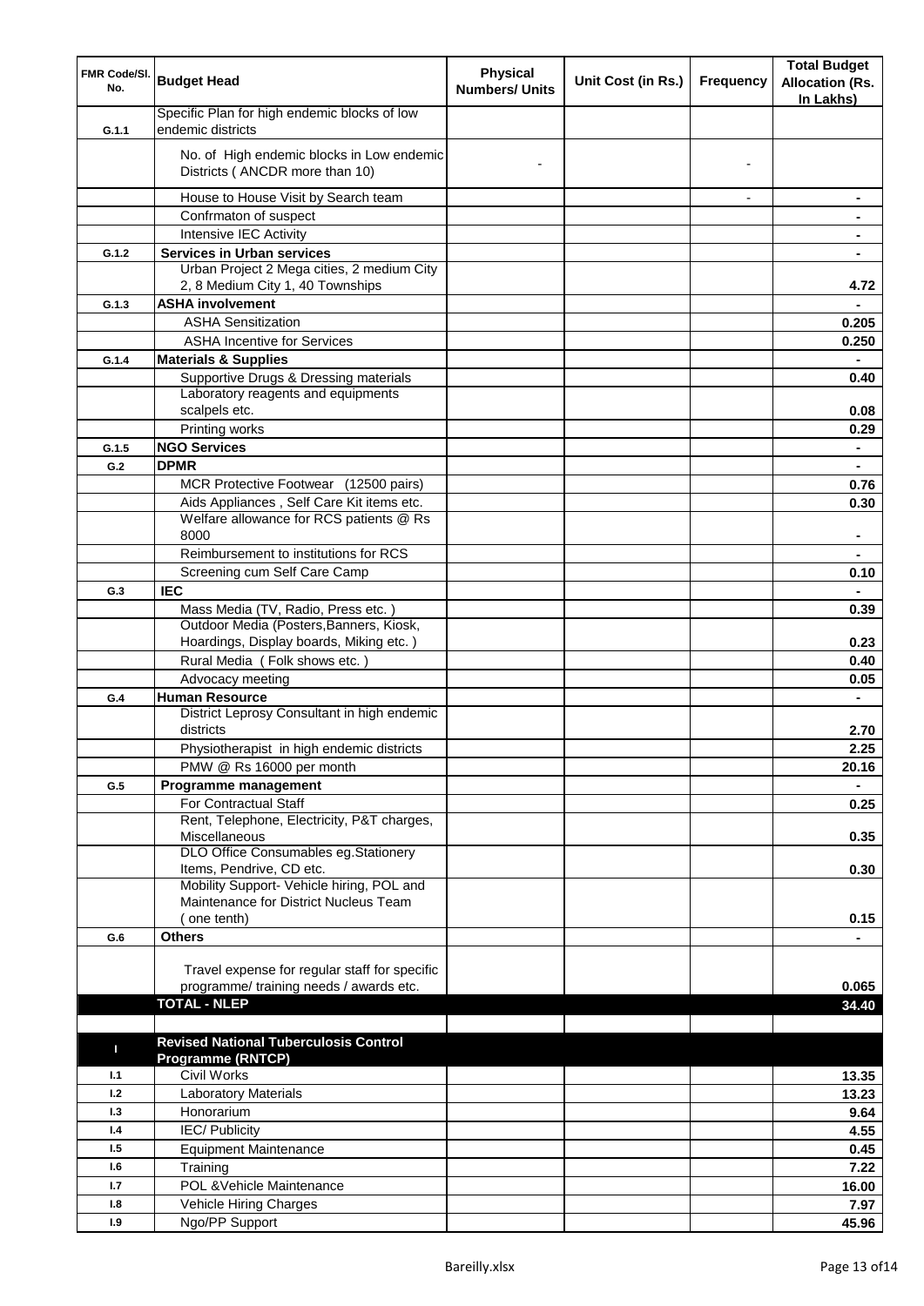| FMR Code/Sl. No. | Budget Head | Physical Numbers/ Units | Unit Cost (in Rs.) | Frequency | Total Budget Allocation (Rs. In Lakhs) |
|---|---|---|---|---|---|
| G.1.1 | Specific Plan for high endemic blocks of low endemic districts | | | | |
| | No. of High endemic blocks in Low endemic Districts ( ANCDR more than 10) | - | | - | |
| | House to House Visit by Search team | | | - | - |
| | Confrmaton of suspect | | | | - |
| | Intensive IEC Activity | | | | - |
| G.1.2 | **Services in Urban services** | | | | - |
| | Urban Project 2 Mega cities, 2 medium City 2, 8 Medium City 1, 40 Townships | | | | 4.72 |
| G.1.3 | **ASHA involvement** | | | | - |
| | ASHA Sensitization | | | | 0.205 |
| | ASHA Incentive for Services | | | | 0.250 |
| G.1.4 | **Materials & Supplies** | | | | - |
| | Supportive Drugs & Dressing materials | | | | 0.40 |
| | Laboratory reagents and equipments scalpels etc. | | | | 0.08 |
| | Printing works | | | | 0.29 |
| G.1.5 | **NGO Services** | | | | - |
| G.2 | **DPMR** | | | | - |
| | MCR Protective Footwear (12500 pairs) | | | | 0.76 |
| | Aids Appliances , Self Care Kit items etc. | | | | 0.30 |
| | Welfare allowance for RCS patients @ Rs 8000 | | | | - |
| | Reimbursement to institutions for RCS | | | | - |
| | Screening cum Self Care Camp | | | | 0.10 |
| G.3 | **IEC** | | | | - |
| | Mass Media (TV, Radio, Press etc. ) | | | | 0.39 |
| | Outdoor Media (Posters,Banners, Kiosk, Hoardings, Display boards, Miking etc. ) | | | | 0.23 |
| | Rural Media ( Folk shows etc. ) | | | | 0.40 |
| | Advocacy meeting | | | | 0.05 |
| G.4 | **Human Resource** | | | | - |
| | District Leprosy Consultant in high endemic districts | | | | 2.70 |
| | Physiotherapist in high endemic districts | | | | 2.25 |
| | PMW @ Rs 16000 per month | | | | 20.16 |
| G.5 | **Programme management** | | | | - |
| | For Contractual Staff | | | | 0.25 |
| | Rent, Telephone, Electricity, P&T charges, Miscellaneous | | | | 0.35 |
| | DLO Office Consumables eg.Stationery Items, Pendrive, CD etc. | | | | 0.30 |
| | Mobility Support- Vehicle hiring, POL and Maintenance for District Nucleus Team ( one tenth) | | | | 0.15 |
| G.6 | **Others** | | | | - |
| | Travel expense for regular staff for specific programme/ training needs / awards etc. | | | | 0.065 |
| | **TOTAL - NLEP** | | | | **34.40** |
| | | | | | |
| **I** | **Revised National Tuberculosis Control Programme (RNTCP)** | | | | |
| I.1 | Civil Works | | | | 13.35 |
| I.2 | Laboratory Materials | | | | 13.23 |
| I.3 | Honorarium | | | | 9.64 |
| I.4 | IEC/ Publicity | | | | 4.55 |
| I.5 | Equipment Maintenance | | | | 0.45 |
| I.6 | Training | | | | 7.22 |
| I.7 | POL &Vehicle Maintenance | | | | 16.00 |
| I.8 | Vehicle Hiring Charges | | | | 7.97 |
| I.9 | Ngo/PP Support | | | | 45.96 |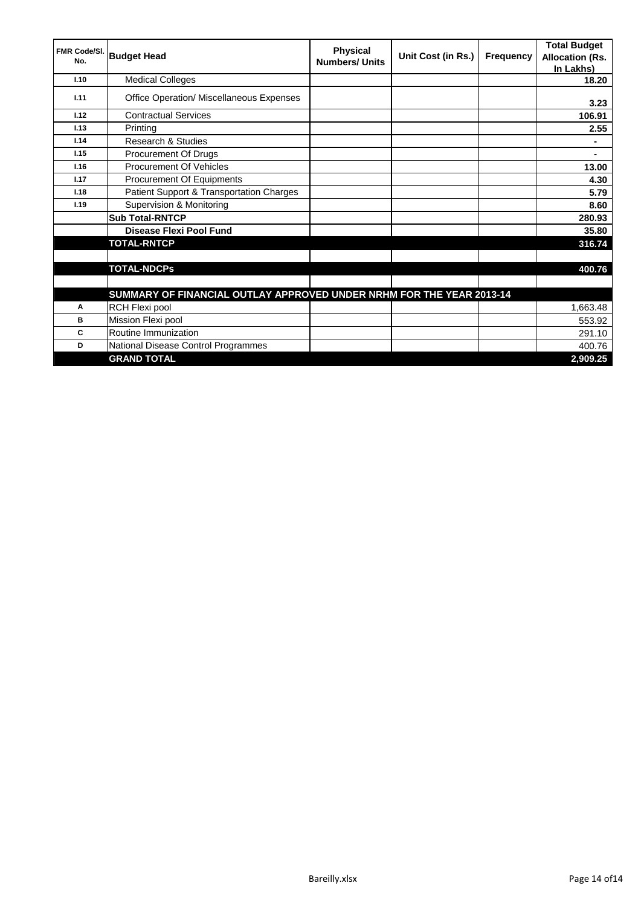| FMR Code/Sl. No. | Budget Head | Physical Numbers/ Units | Unit Cost (in Rs.) | Frequency | Total Budget Allocation (Rs. In Lakhs) |
|---|---|---|---|---|---|
| I.10 | Medical Colleges | | | | **18.20** |
| I.11 | Office Operation/ Miscellaneous Expenses | | | | **3.23** |
| I.12 | Contractual Services | | | | **106.91** |
| I.13 | Printing | | | | **2.55** |
| I.14 | Research & Studies | | | | **-** |
| I.15 | Procurement Of Drugs | | | | **-** |
| I.16 | Procurement Of Vehicles | | | | **13.00** |
| I.17 | Procurement Of Equipments | | | | **4.30** |
| I.18 | Patient Support & Transportation Charges | | | | **5.79** |
| I.19 | Supervision & Monitoring | | | | **8.60** |
| | **Sub Total-RNTCP** | | | | **280.93** |
| | **Disease Flexi Pool Fund** | | | | **35.80** |
| | **TOTAL-RNTCP** | | | | **316.74** |
| | | | | | |
| | **TOTAL-NDCPs** | | | | **400.76** |
| | | | | | |
| | **SUMMARY OF FINANCIAL OUTLAY APPROVED UNDER NRHM FOR THE YEAR 2013-14** | | | | |
| A | RCH Flexi pool | | | | 1,663.48 |
| B | Mission Flexi pool | | | | 553.92 |
| C | Routine Immunization | | | | 291.10 |
| D | National Disease Control Programmes | | | | 400.76 |
| | **GRAND TOTAL** | | | | **2,909.25** |